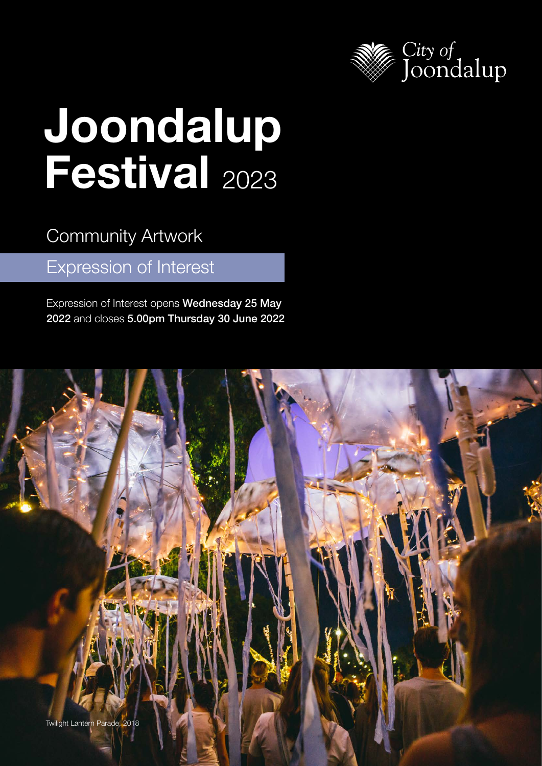City of Joondalup

# Joondalup Festival 2023

## Community Artwork

## Expression of Interest

Expression of Interest opens **Wednesday 25 May 2022** and closes **5.00pm Thursday 30 June 2022**

Twilight Lantern Parade, 2018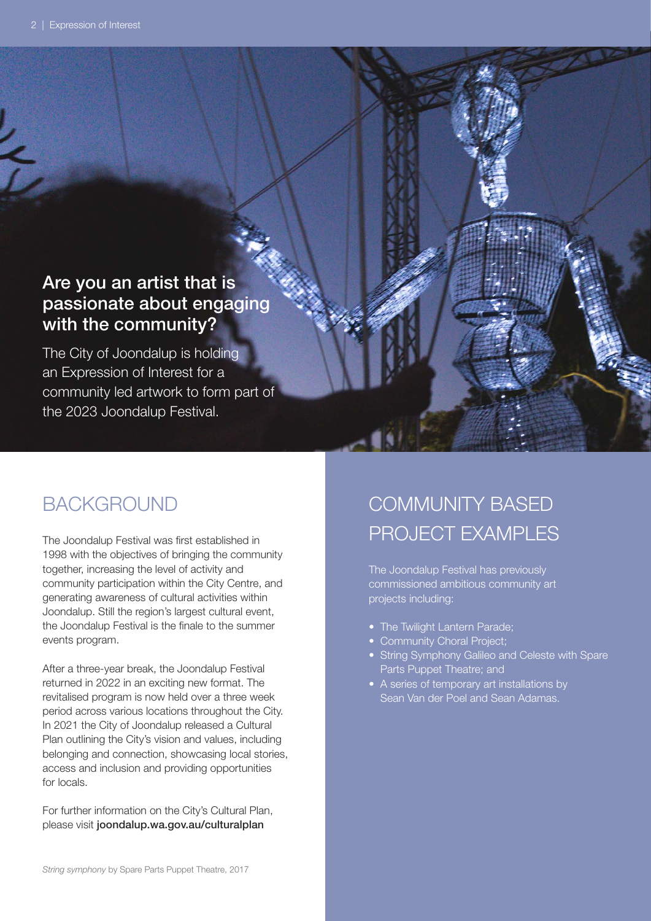## Are you an artist that is passionate about engaging with the community?

The City of Joondalup is holding an Expression of Interest for a community led artwork to form part of the 2023 Joondalup Festival.

## BACKGROUND

The Joondalup Festival was first established in 1998 with the objectives of bringing the community together, increasing the level of activity and community participation within the City Centre, and generating awareness of cultural activities within Joondalup. Still the region's largest cultural event, the Joondalup Festival is the finale to the summer events program.

After a three-year break, the Joondalup Festival returned in 2022 in an exciting new format. The revitalised program is now held over a three week period across various locations throughout the City. In 2021 the City of Joondalup released a Cultural Plan outlining the City's vision and values, including belonging and connection, showcasing local stories, access and inclusion and providing opportunities for locals.

For further information on the City's Cultural Plan, please visit **joondalup.wa.gov.au/culturalplan**

*String symphony* by Spare Parts Puppet Theatre, 2017

## COMMUNITY BASED PROJECT EXAMPLES

The Joondalup Festival has previously commissioned ambitious community art projects including:

- The Twilight Lantern Parade;
- Community Choral Project;
- String Symphony Galileo and Celeste with Spare Parts Puppet Theatre; and
- A series of temporary art installations by Sean Van der Poel and Sean Adamas.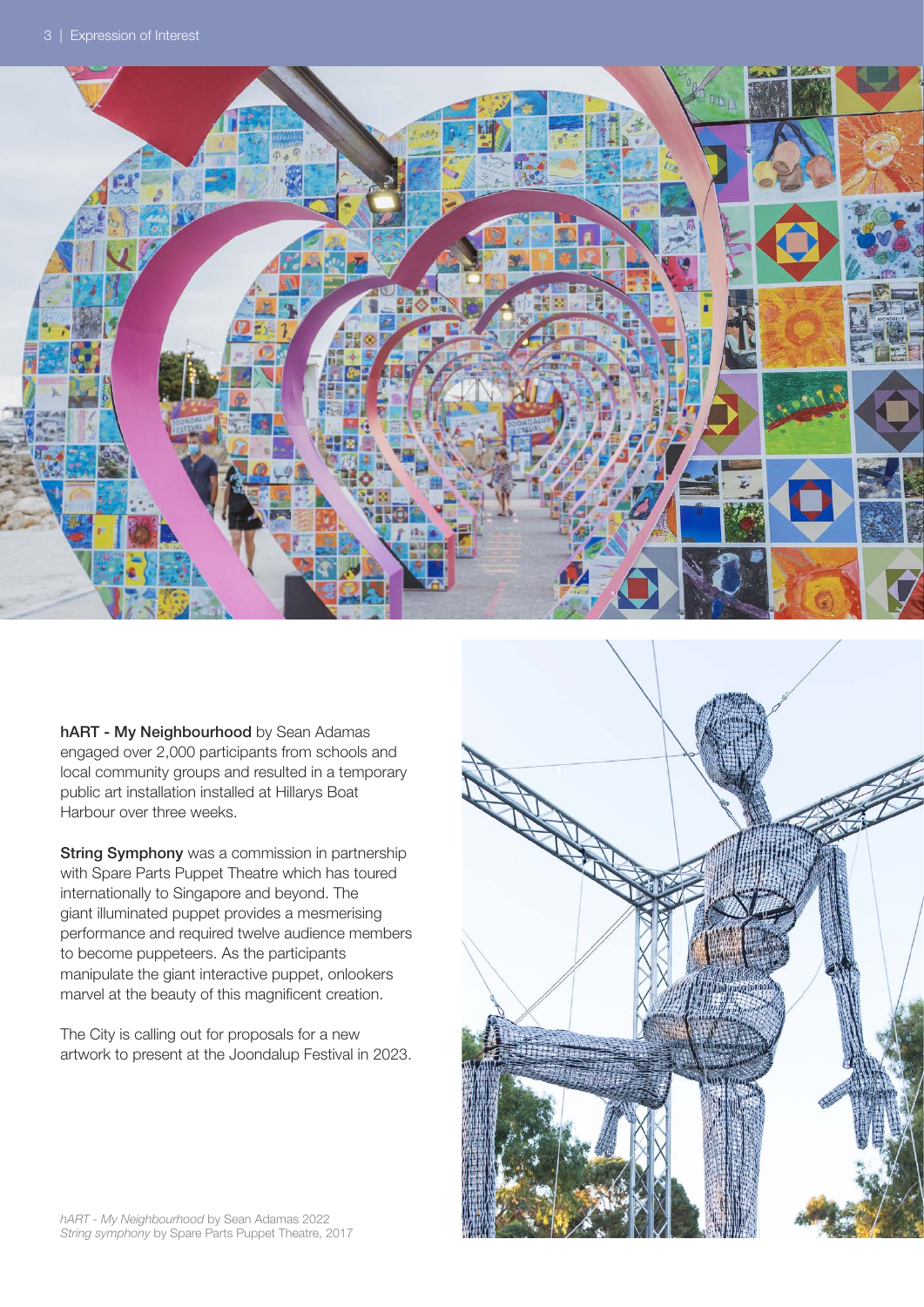**hART - My Neighbourhood** by Sean Adamas engaged over 2,000 participants from schools and local community groups and resulted in a temporary public art installation installed at Hillarys Boat Harbour over three weeks.

**String Symphony** was a commission in partnership with Spare Parts Puppet Theatre which has toured internationally to Singapore and beyond. The giant illuminated puppet provides a mesmerising performance and required twelve audience members to become puppeteers. As the participants manipulate the giant interactive puppet, onlookers marvel at the beauty of this magnificent creation.

The City is calling out for proposals for a new artwork to present at the Joondalup Festival in 2023.

*hART - My Neighbourhood* by Sean Adamas 2022
*String symphony* by Spare Parts Puppet Theatre, 2017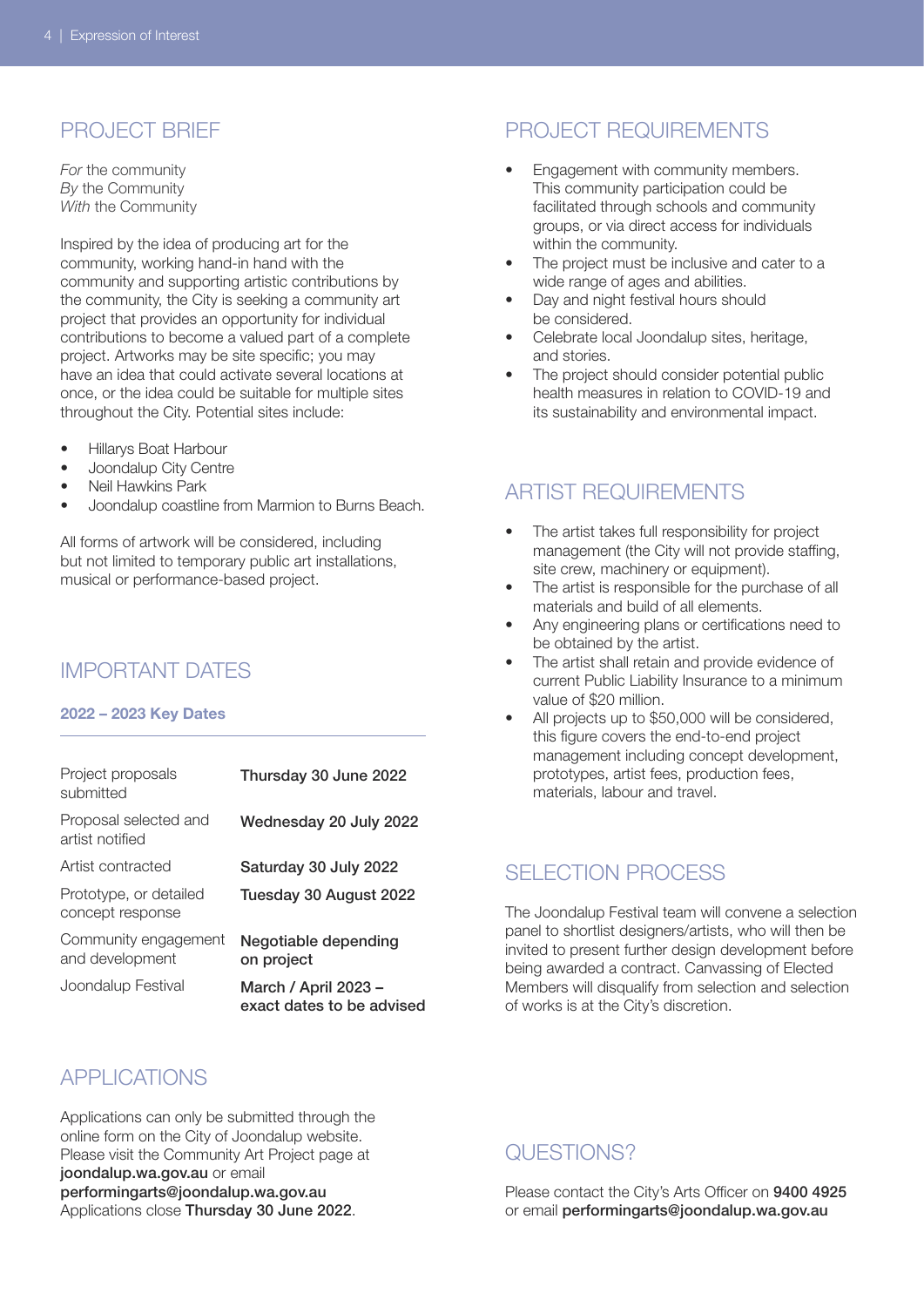## PROJECT BRIEF

*For* the community
*By* the Community
*With* the Community

Inspired by the idea of producing art for the community, working hand-in hand with the community and supporting artistic contributions by the community, the City is seeking a community art project that provides an opportunity for individual contributions to become a valued part of a complete project. Artworks may be site specific; you may have an idea that could activate several locations at once, or the idea could be suitable for multiple sites throughout the City. Potential sites include:

- Hillarys Boat Harbour
- Joondalup City Centre
- Neil Hawkins Park
- Joondalup coastline from Marmion to Burns Beach.

All forms of artwork will be considered, including but not limited to temporary public art installations, musical or performance-based project.

## IMPORTANT DATES

### 2022 – 2023 Key Dates

| | |
|---|---|
| Project proposals submitted | **Thursday 30 June 2022** |
| Proposal selected and artist notified | **Wednesday 20 July 2022** |
| Artist contracted | **Saturday 30 July 2022** |
| Prototype, or detailed concept response | **Tuesday 30 August 2022** |
| Community engagement and development | **Negotiable depending on project** |
| Joondalup Festival | **March / April 2023 – exact dates to be advised** |

## APPLICATIONS

Applications can only be submitted through the online form on the City of Joondalup website. Please visit the Community Art Project page at **joondalup.wa.gov.au** or email **performingarts@joondalup.wa.gov.au**
Applications close **Thursday 30 June 2022**.

## PROJECT REQUIREMENTS

- Engagement with community members. This community participation could be facilitated through schools and community groups, or via direct access for individuals within the community.
- The project must be inclusive and cater to a wide range of ages and abilities.
- Day and night festival hours should be considered.
- Celebrate local Joondalup sites, heritage, and stories.
- The project should consider potential public health measures in relation to COVID-19 and its sustainability and environmental impact.

## ARTIST REQUIREMENTS

- The artist takes full responsibility for project management (the City will not provide staffing, site crew, machinery or equipment).
- The artist is responsible for the purchase of all materials and build of all elements.
- Any engineering plans or certifications need to be obtained by the artist.
- The artist shall retain and provide evidence of current Public Liability Insurance to a minimum value of $20 million.
- All projects up to $50,000 will be considered, this figure covers the end-to-end project management including concept development, prototypes, artist fees, production fees, materials, labour and travel.

## SELECTION PROCESS

The Joondalup Festival team will convene a selection panel to shortlist designers/artists, who will then be invited to present further design development before being awarded a contract. Canvassing of Elected Members will disqualify from selection and selection of works is at the City's discretion.

## QUESTIONS?

Please contact the City's Arts Officer on **9400 4925** or email **performingarts@joondalup.wa.gov.au**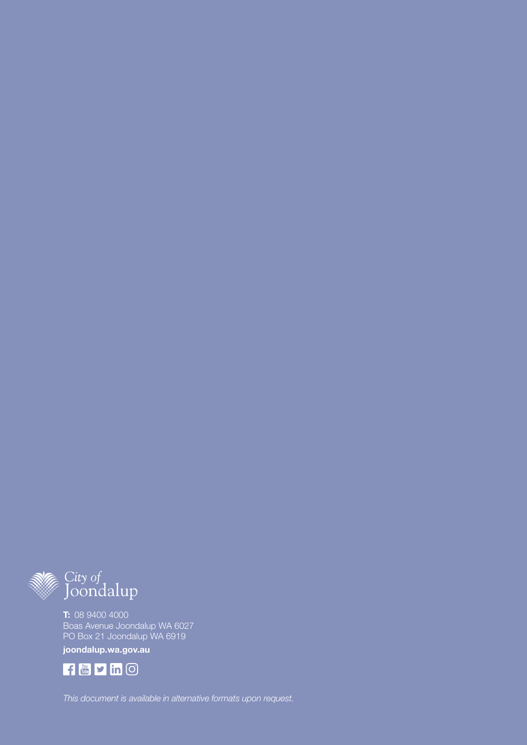City of Joondalup

**T:** 08 9400 4000
Boas Avenue Joondalup WA 6027
PO Box 21 Joondalup WA 6919

**joondalup.wa.gov.au**

*This document is available in alternative formats upon request.*